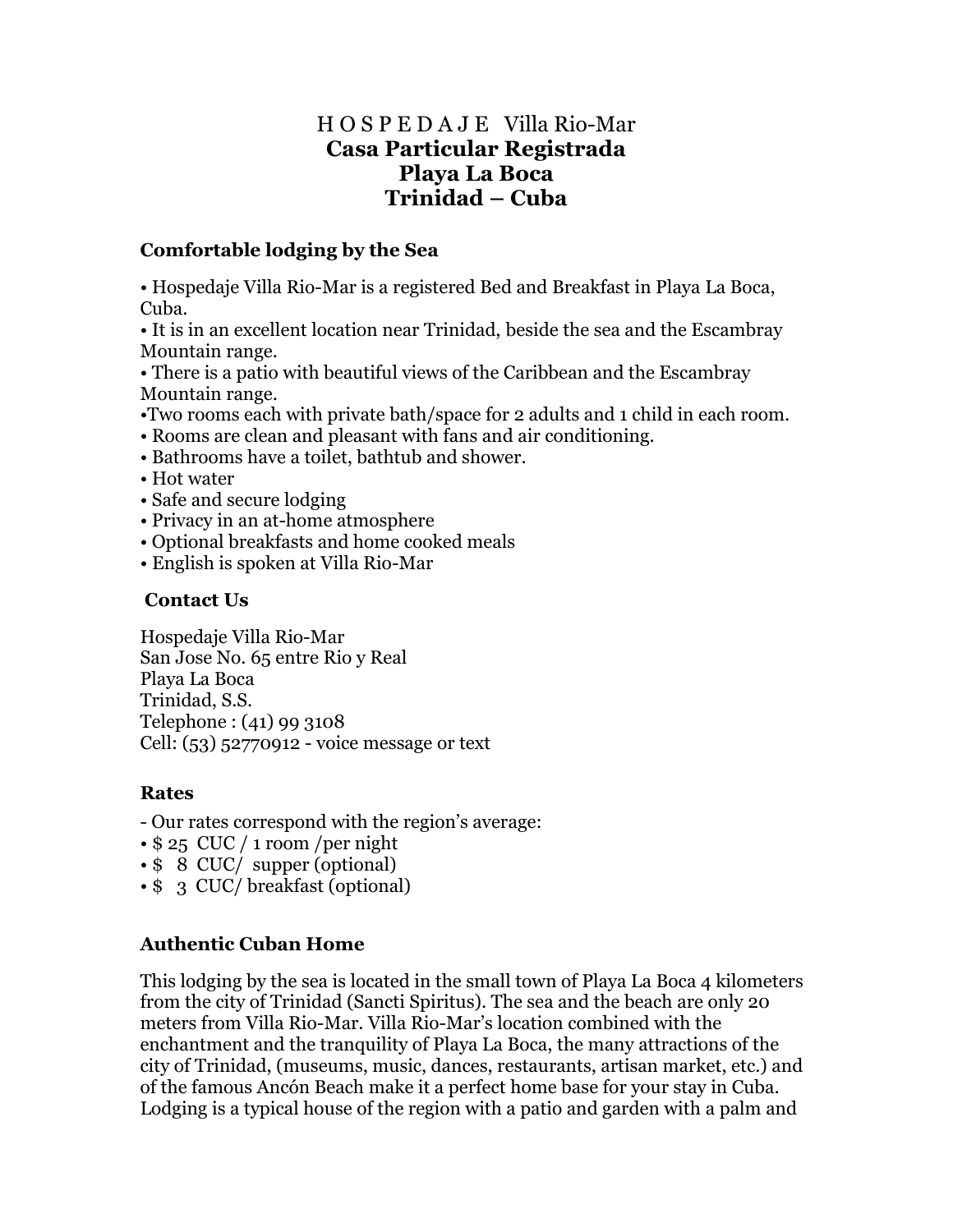# H O S P E D A J E  Villa Rio-Mar
# **Casa Particular Registrada**
# **Playa La Boca**
# **Trinidad – Cuba**

## Comfortable lodging by the Sea

• Hospedaje Villa Rio-Mar is a registered Bed and Breakfast in Playa La Boca, Cuba.
• It is in an excellent location near Trinidad, beside the sea and the Escambray Mountain range.
• There is a patio with beautiful views of the Caribbean and the Escambray Mountain range.
•Two rooms each with private bath/space for 2 adults and 1 child in each room.
• Rooms are clean and pleasant with fans and air conditioning.
• Bathrooms have a toilet, bathtub and shower.
• Hot water
• Safe and secure lodging
• Privacy in an at-home atmosphere
• Optional breakfasts and home cooked meals
• English is spoken at Villa Rio-Mar

## Contact Us

Hospedaje Villa Rio-Mar
San Jose No. 65 entre Rio y Real
Playa La Boca
Trinidad, S.S.
Telephone : (41) 99 3108
Cell: (53) 52770912 - voice message or text

## Rates

- Our rates correspond with the region's average:
• $ 25 CUC / 1 room /per night
• $ 8 CUC/ supper (optional)
• $ 3 CUC/ breakfast (optional)

## Authentic Cuban Home

This lodging by the sea is located in the small town of Playa La Boca 4 kilometers from the city of Trinidad (Sancti Spiritus). The sea and the beach are only 20 meters from Villa Rio-Mar. Villa Rio-Mar's location combined with the enchantment and the tranquility of Playa La Boca, the many attractions of the city of Trinidad, (museums, music, dances, restaurants, artisan market, etc.) and of the famous Ancón Beach make it a perfect home base for your stay in Cuba. Lodging is a typical house of the region with a patio and garden with a palm and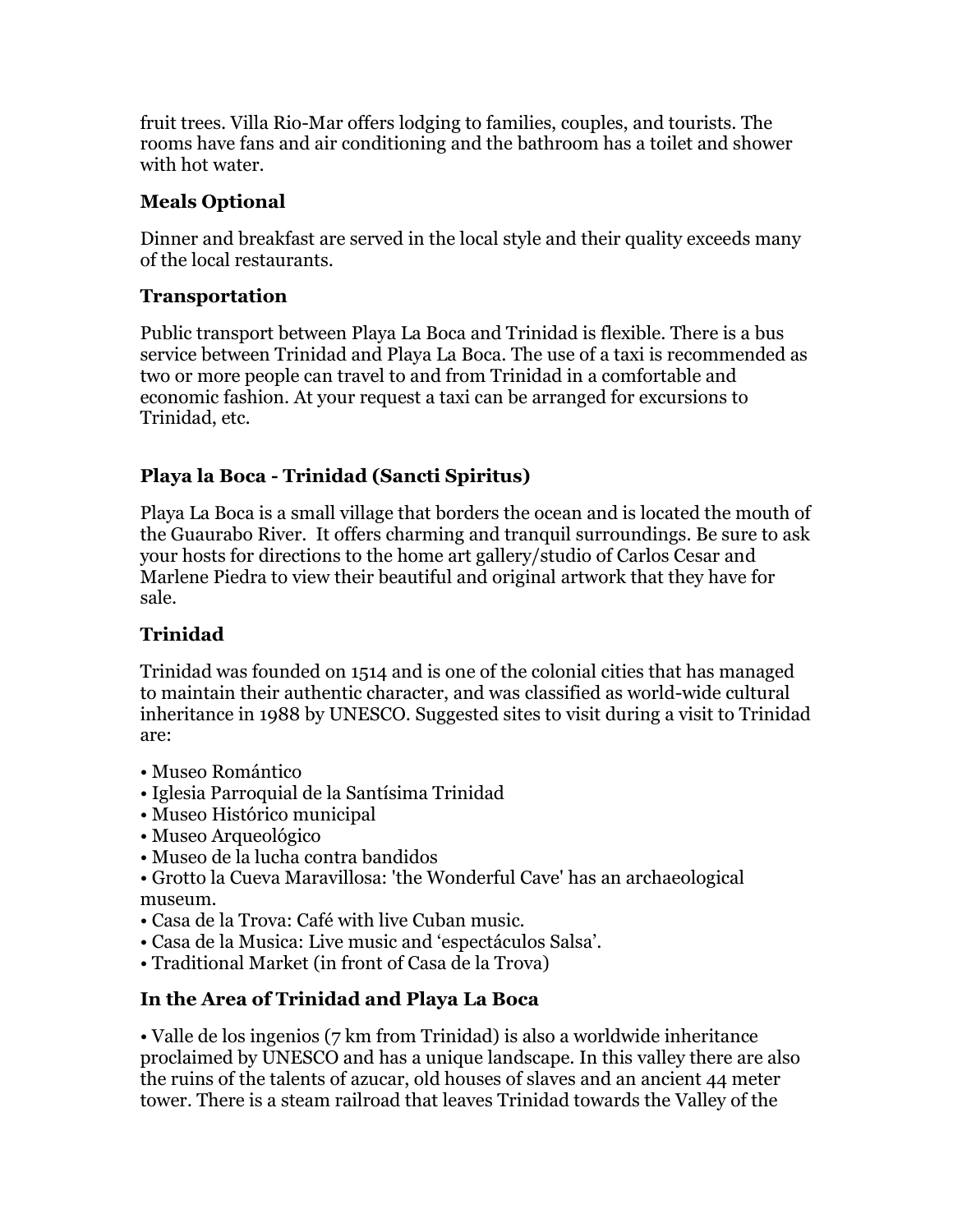fruit trees. Villa Rio-Mar offers lodging to families, couples, and tourists. The rooms have fans and air conditioning and the bathroom has a toilet and shower with hot water.

### Meals Optional

Dinner and breakfast are served in the local style and their quality exceeds many of the local restaurants.

### Transportation

Public transport between Playa La Boca and Trinidad is flexible. There is a bus service between Trinidad and Playa La Boca. The use of a taxi is recommended as two or more people can travel to and from Trinidad in a comfortable and economic fashion. At your request a taxi can be arranged for excursions to Trinidad, etc.

### Playa la Boca - Trinidad (Sancti Spiritus)

Playa La Boca is a small village that borders the ocean and is located the mouth of the Guaurabo River. It offers charming and tranquil surroundings. Be sure to ask your hosts for directions to the home art gallery/studio of Carlos Cesar and Marlene Piedra to view their beautiful and original artwork that they have for sale.

### Trinidad

Trinidad was founded on 1514 and is one of the colonial cities that has managed to maintain their authentic character, and was classified as world-wide cultural inheritance in 1988 by UNESCO. Suggested sites to visit during a visit to Trinidad are:

- Museo Romántico
- Iglesia Parroquial de la Santísima Trinidad
- Museo Histórico municipal
- Museo Arqueológico
- Museo de la lucha contra bandidos
- Grotto la Cueva Maravillosa: 'the Wonderful Cave' has an archaeological museum.
- Casa de la Trova: Café with live Cuban music.
- Casa de la Musica: Live music and 'espectáculos Salsa'.
- Traditional Market (in front of Casa de la Trova)

### In the Area of Trinidad and Playa La Boca

- Valle de los ingenios (7 km from Trinidad) is also a worldwide inheritance proclaimed by UNESCO and has a unique landscape. In this valley there are also the ruins of the talents of azucar, old houses of slaves and an ancient 44 meter tower. There is a steam railroad that leaves Trinidad towards the Valley of the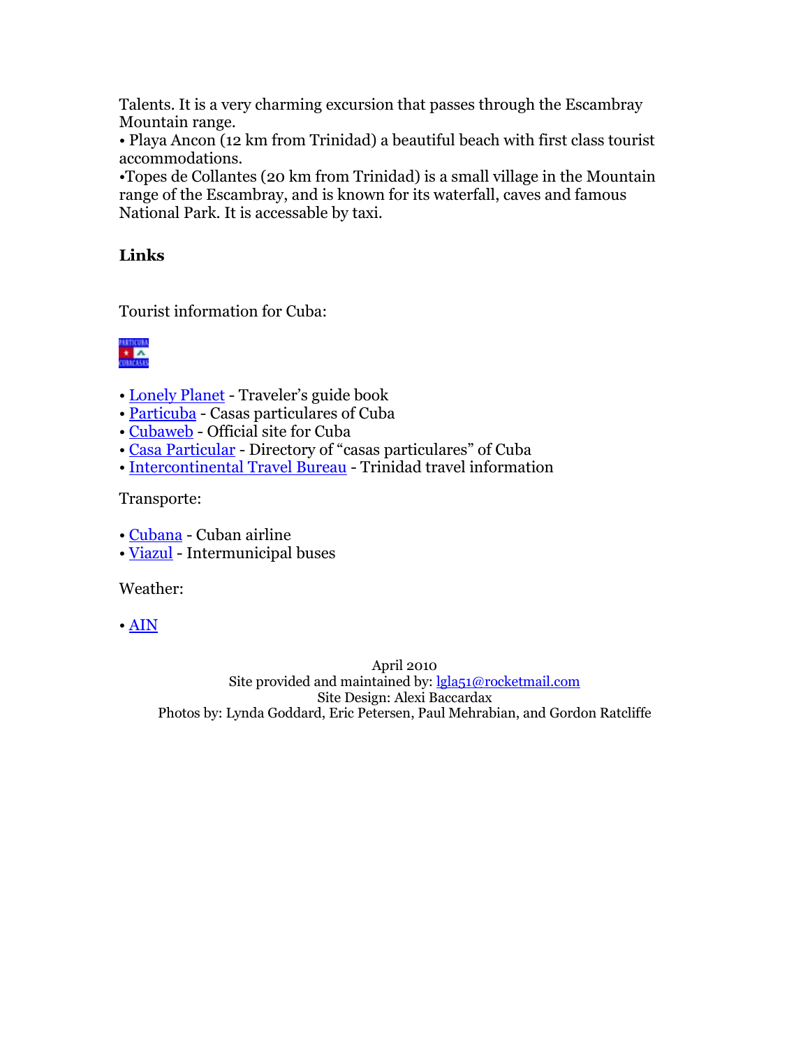Talents. It is a very charming excursion that passes through the Escambray Mountain range.

• Playa Ancon (12 km from Trinidad) a beautiful beach with first class tourist accommodations.

•Topes de Collantes (20 km from Trinidad) is a small village in the Mountain range of the Escambray, and is known for its waterfall, caves and famous National Park. It is accessable by taxi.

### Links

Tourist information for Cuba:

• Lonely Planet - Traveler's guide book
• Particuba - Casas particulares of Cuba
• Cubaweb - Official site for Cuba
• Casa Particular - Directory of "casas particulares" of Cuba
• Intercontinental Travel Bureau - Trinidad travel information

Transporte:

• Cubana - Cuban airline
• Viazul - Intermunicipal buses

Weather:

• AIN

April 2010
Site provided and maintained by: lgla51@rocketmail.com
Site Design: Alexi Baccardax
Photos by: Lynda Goddard, Eric Petersen, Paul Mehrabian, and Gordon Ratcliffe